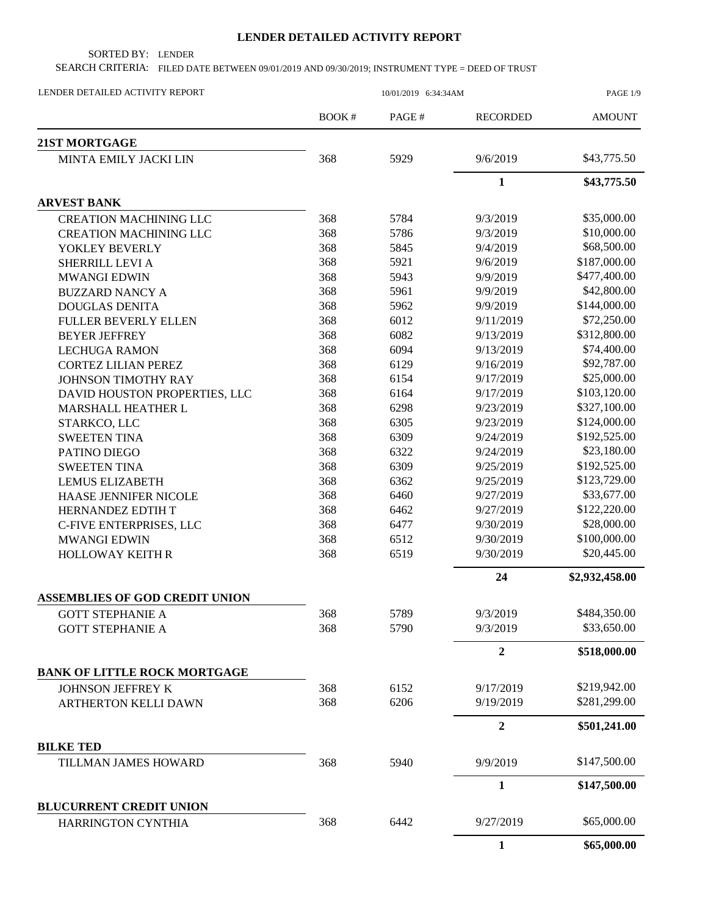# LENDER DETAILED ACTIVITY REPORT

SORTED BY: LENDER

SEARCH CRITERIA: FILED DATE BETWEEN 09/01/2019 AND 09/30/2019; INSTRUMENT TYPE = DEED OF TRUST

LENDER DETAILED ACTIVITY REPORT 10/01/2019 6:34:34AM

| | BOOK # | PAGE # | RECORDED | AMOUNT |
|---|---|---|---|---|
| **21ST MORTGAGE** | | | | |
| MINTA EMILY JACKI LIN | 368 | 5929 | 9/6/2019 | $43,775.50 |
| | | | **1** | **$43,775.50** |
| **ARVEST BANK** | | | | |
| CREATION MACHINING LLC | 368 | 5784 | 9/3/2019 | $35,000.00 |
| CREATION MACHINING LLC | 368 | 5786 | 9/3/2019 | $10,000.00 |
| YOKLEY BEVERLY | 368 | 5845 | 9/4/2019 | $68,500.00 |
| SHERRILL LEVI A | 368 | 5921 | 9/6/2019 | $187,000.00 |
| MWANGI EDWIN | 368 | 5943 | 9/9/2019 | $477,400.00 |
| BUZZARD NANCY A | 368 | 5961 | 9/9/2019 | $42,800.00 |
| DOUGLAS DENITA | 368 | 5962 | 9/9/2019 | $144,000.00 |
| FULLER BEVERLY ELLEN | 368 | 6012 | 9/11/2019 | $72,250.00 |
| BEYER JEFFREY | 368 | 6082 | 9/13/2019 | $312,800.00 |
| LECHUGA RAMON | 368 | 6094 | 9/13/2019 | $74,400.00 |
| CORTEZ LILIAN PEREZ | 368 | 6129 | 9/16/2019 | $92,787.00 |
| JOHNSON TIMOTHY RAY | 368 | 6154 | 9/17/2019 | $25,000.00 |
| DAVID HOUSTON PROPERTIES, LLC | 368 | 6164 | 9/17/2019 | $103,120.00 |
| MARSHALL HEATHER L | 368 | 6298 | 9/23/2019 | $327,100.00 |
| STARKCO, LLC | 368 | 6305 | 9/23/2019 | $124,000.00 |
| SWEETEN TINA | 368 | 6309 | 9/24/2019 | $192,525.00 |
| PATINO DIEGO | 368 | 6322 | 9/24/2019 | $23,180.00 |
| SWEETEN TINA | 368 | 6309 | 9/25/2019 | $192,525.00 |
| LEMUS ELIZABETH | 368 | 6362 | 9/25/2019 | $123,729.00 |
| HAASE JENNIFER NICOLE | 368 | 6460 | 9/27/2019 | $33,677.00 |
| HERNANDEZ EDTIH T | 368 | 6462 | 9/27/2019 | $122,220.00 |
| C-FIVE ENTERPRISES, LLC | 368 | 6477 | 9/30/2019 | $28,000.00 |
| MWANGI EDWIN | 368 | 6512 | 9/30/2019 | $100,000.00 |
| HOLLOWAY KEITH R | 368 | 6519 | 9/30/2019 | $20,445.00 |
| | | | **24** | **$2,932,458.00** |
| **ASSEMBLIES OF GOD CREDIT UNION** | | | | |
| GOTT STEPHANIE A | 368 | 5789 | 9/3/2019 | $484,350.00 |
| GOTT STEPHANIE A | 368 | 5790 | 9/3/2019 | $33,650.00 |
| | | | **2** | **$518,000.00** |
| **BANK OF LITTLE ROCK MORTGAGE** | | | | |
| JOHNSON JEFFREY K | 368 | 6152 | 9/17/2019 | $219,942.00 |
| ARTHERTON KELLI DAWN | 368 | 6206 | 9/19/2019 | $281,299.00 |
| | | | **2** | **$501,241.00** |
| **BILKE TED** | | | | |
| TILLMAN JAMES HOWARD | 368 | 5940 | 9/9/2019 | $147,500.00 |
| | | | **1** | **$147,500.00** |
| **BLUCURRENT CREDIT UNION** | | | | |
| HARRINGTON CYNTHIA | 368 | 6442 | 9/27/2019 | $65,000.00 |
| | | | **1** | **$65,000.00** |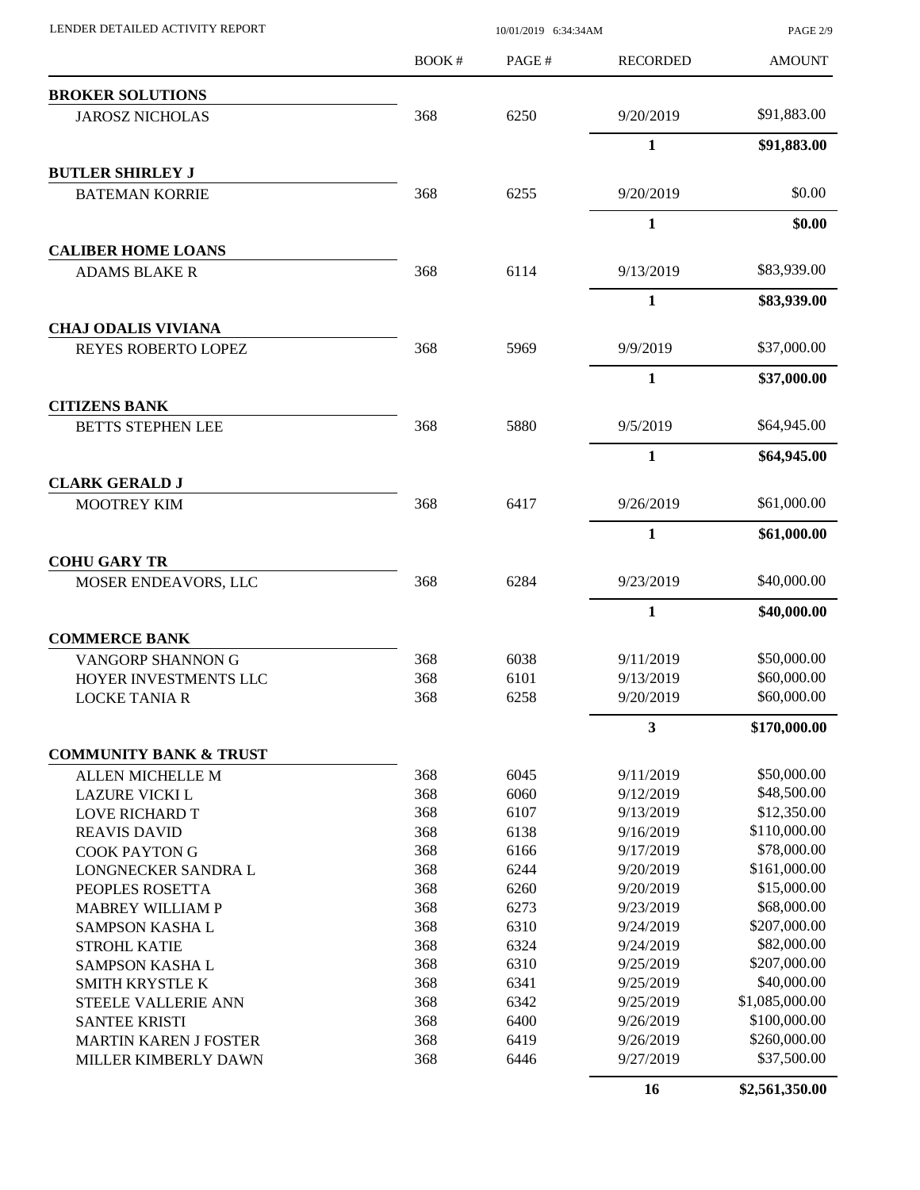LENDER DETAILED ACTIVITY REPORT

10/01/2019 6:34:34AM

| | BOOK # | PAGE # | RECORDED | AMOUNT |
|---|---|---|---|---|
| **BROKER SOLUTIONS** | | | | |
| JAROSZ NICHOLAS | 368 | 6250 | 9/20/2019 | $91,883.00 |
| | | | **1** | **$91,883.00** |
| **BUTLER SHIRLEY J** | | | | |
| BATEMAN KORRIE | 368 | 6255 | 9/20/2019 | $0.00 |
| | | | **1** | **$0.00** |
| **CALIBER HOME LOANS** | | | | |
| ADAMS BLAKE R | 368 | 6114 | 9/13/2019 | $83,939.00 |
| | | | **1** | **$83,939.00** |
| **CHAJ ODALIS VIVIANA** | | | | |
| REYES ROBERTO LOPEZ | 368 | 5969 | 9/9/2019 | $37,000.00 |
| | | | **1** | **$37,000.00** |
| **CITIZENS BANK** | | | | |
| BETTS STEPHEN LEE | 368 | 5880 | 9/5/2019 | $64,945.00 |
| | | | **1** | **$64,945.00** |
| **CLARK GERALD J** | | | | |
| MOOTREY KIM | 368 | 6417 | 9/26/2019 | $61,000.00 |
| | | | **1** | **$61,000.00** |
| **COHU GARY TR** | | | | |
| MOSER ENDEAVORS, LLC | 368 | 6284 | 9/23/2019 | $40,000.00 |
| | | | **1** | **$40,000.00** |
| **COMMERCE BANK** | | | | |
| VANGORP SHANNON G | 368 | 6038 | 9/11/2019 | $50,000.00 |
| HOYER INVESTMENTS LLC | 368 | 6101 | 9/13/2019 | $60,000.00 |
| LOCKE TANIA R | 368 | 6258 | 9/20/2019 | $60,000.00 |
| | | | **3** | **$170,000.00** |
| **COMMUNITY BANK & TRUST** | | | | |
| ALLEN MICHELLE M | 368 | 6045 | 9/11/2019 | $50,000.00 |
| LAZURE VICKI L | 368 | 6060 | 9/12/2019 | $48,500.00 |
| LOVE RICHARD T | 368 | 6107 | 9/13/2019 | $12,350.00 |
| REAVIS DAVID | 368 | 6138 | 9/16/2019 | $110,000.00 |
| COOK PAYTON G | 368 | 6166 | 9/17/2019 | $78,000.00 |
| LONGNECKER SANDRA L | 368 | 6244 | 9/20/2019 | $161,000.00 |
| PEOPLES ROSETTA | 368 | 6260 | 9/20/2019 | $15,000.00 |
| MABREY WILLIAM P | 368 | 6273 | 9/23/2019 | $68,000.00 |
| SAMPSON KASHA L | 368 | 6310 | 9/24/2019 | $207,000.00 |
| STROHL KATIE | 368 | 6324 | 9/24/2019 | $82,000.00 |
| SAMPSON KASHA L | 368 | 6310 | 9/25/2019 | $207,000.00 |
| SMITH KRYSTLE K | 368 | 6341 | 9/25/2019 | $40,000.00 |
| STEELE VALLERIE ANN | 368 | 6342 | 9/25/2019 | $1,085,000.00 |
| SANTEE KRISTI | 368 | 6400 | 9/26/2019 | $100,000.00 |
| MARTIN KAREN J FOSTER | 368 | 6419 | 9/26/2019 | $260,000.00 |
| MILLER KIMBERLY DAWN | 368 | 6446 | 9/27/2019 | $37,500.00 |
| | | | **16** | **$2,561,350.00** |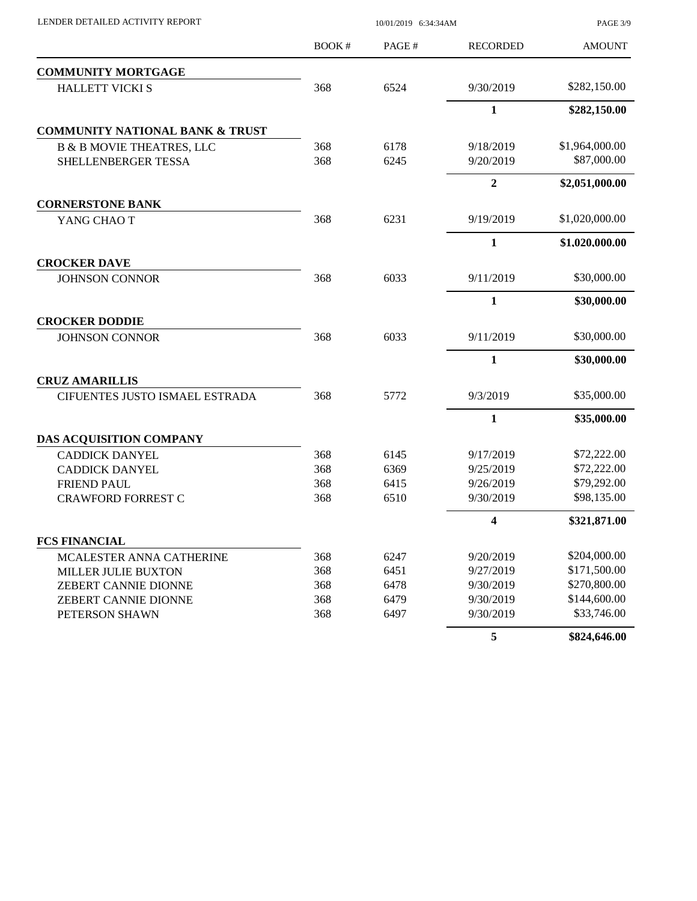| | BOOK # | PAGE # | RECORDED | AMOUNT |
|---|---|---|---|---|
| **COMMUNITY MORTGAGE** | | | | |
| HALLETT VICKI S | 368 | 6524 | 9/30/2019 | $282,150.00 |
| | | | **1** | **$282,150.00** |
| **COMMUNITY NATIONAL BANK & TRUST** | | | | |
| B & B MOVIE THEATRES, LLC | 368 | 6178 | 9/18/2019 | $1,964,000.00 |
| SHELLENBERGER TESSA | 368 | 6245 | 9/20/2019 | $87,000.00 |
| | | | **2** | **$2,051,000.00** |
| **CORNERSTONE BANK** | | | | |
| YANG CHAO T | 368 | 6231 | 9/19/2019 | $1,020,000.00 |
| | | | **1** | **$1,020,000.00** |
| **CROCKER DAVE** | | | | |
| JOHNSON CONNOR | 368 | 6033 | 9/11/2019 | $30,000.00 |
| | | | **1** | **$30,000.00** |
| **CROCKER DODDIE** | | | | |
| JOHNSON CONNOR | 368 | 6033 | 9/11/2019 | $30,000.00 |
| | | | **1** | **$30,000.00** |
| **CRUZ AMARILLIS** | | | | |
| CIFUENTES JUSTO ISMAEL ESTRADA | 368 | 5772 | 9/3/2019 | $35,000.00 |
| | | | **1** | **$35,000.00** |
| **DAS ACQUISITION COMPANY** | | | | |
| CADDICK DANYEL | 368 | 6145 | 9/17/2019 | $72,222.00 |
| CADDICK DANYEL | 368 | 6369 | 9/25/2019 | $72,222.00 |
| FRIEND PAUL | 368 | 6415 | 9/26/2019 | $79,292.00 |
| CRAWFORD FORREST C | 368 | 6510 | 9/30/2019 | $98,135.00 |
| | | | **4** | **$321,871.00** |
| **FCS FINANCIAL** | | | | |
| MCALESTER ANNA CATHERINE | 368 | 6247 | 9/20/2019 | $204,000.00 |
| MILLER JULIE BUXTON | 368 | 6451 | 9/27/2019 | $171,500.00 |
| ZEBERT CANNIE DIONNE | 368 | 6478 | 9/30/2019 | $270,800.00 |
| ZEBERT CANNIE DIONNE | 368 | 6479 | 9/30/2019 | $144,600.00 |
| PETERSON SHAWN | 368 | 6497 | 9/30/2019 | $33,746.00 |
| | | | **5** | **$824,646.00** |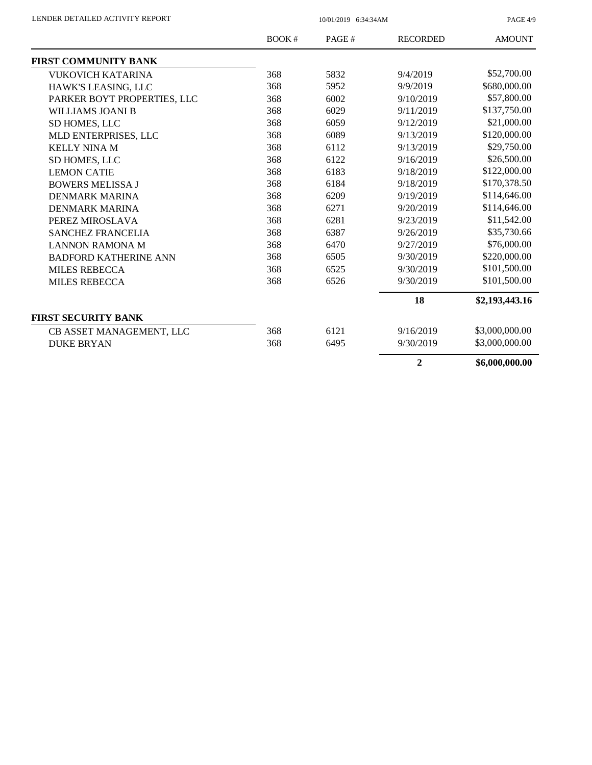| | BOOK # | PAGE # | RECORDED | AMOUNT |
|---|---|---|---|---|
| **FIRST COMMUNITY BANK** | | | | |
| VUKOVICH KATARINA | 368 | 5832 | 9/4/2019 | $52,700.00 |
| HAWK'S LEASING, LLC | 368 | 5952 | 9/9/2019 | $680,000.00 |
| PARKER BOYT PROPERTIES, LLC | 368 | 6002 | 9/10/2019 | $57,800.00 |
| WILLIAMS JOANI B | 368 | 6029 | 9/11/2019 | $137,750.00 |
| SD HOMES, LLC | 368 | 6059 | 9/12/2019 | $21,000.00 |
| MLD ENTERPRISES, LLC | 368 | 6089 | 9/13/2019 | $120,000.00 |
| KELLY NINA M | 368 | 6112 | 9/13/2019 | $29,750.00 |
| SD HOMES, LLC | 368 | 6122 | 9/16/2019 | $26,500.00 |
| LEMON CATIE | 368 | 6183 | 9/18/2019 | $122,000.00 |
| BOWERS MELISSA J | 368 | 6184 | 9/18/2019 | $170,378.50 |
| DENMARK MARINA | 368 | 6209 | 9/19/2019 | $114,646.00 |
| DENMARK MARINA | 368 | 6271 | 9/20/2019 | $114,646.00 |
| PEREZ MIROSLAVA | 368 | 6281 | 9/23/2019 | $11,542.00 |
| SANCHEZ FRANCELIA | 368 | 6387 | 9/26/2019 | $35,730.66 |
| LANNON RAMONA M | 368 | 6470 | 9/27/2019 | $76,000.00 |
| BADFORD KATHERINE ANN | 368 | 6505 | 9/30/2019 | $220,000.00 |
| MILES REBECCA | 368 | 6525 | 9/30/2019 | $101,500.00 |
| MILES REBECCA | 368 | 6526 | 9/30/2019 | $101,500.00 |
| | | | **18** | **$2,193,443.16** |
| **FIRST SECURITY BANK** | | | | |
| CB ASSET MANAGEMENT, LLC | 368 | 6121 | 9/16/2019 | $3,000,000.00 |
| DUKE BRYAN | 368 | 6495 | 9/30/2019 | $3,000,000.00 |
| | | | **2** | **$6,000,000.00** |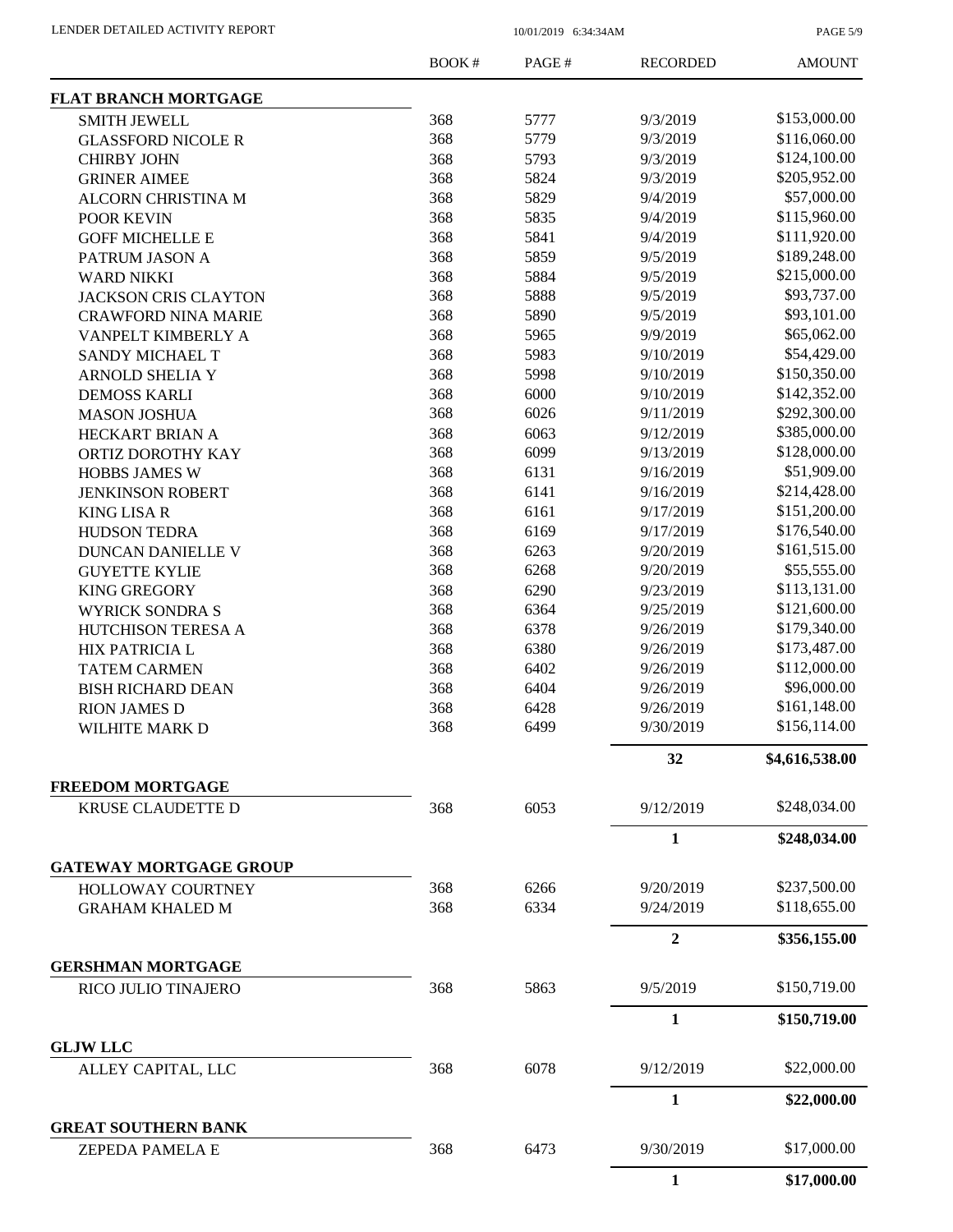LENDER DETAILED ACTIVITY REPORT

10/01/2019 6:34:34AM

| | BOOK # | PAGE # | RECORDED | AMOUNT |
|---|---|---|---|---|
| **FLAT BRANCH MORTGAGE** | | | | |
| SMITH JEWELL | 368 | 5777 | 9/3/2019 | \$153,000.00 |
| GLASSFORD NICOLE R | 368 | 5779 | 9/3/2019 | \$116,060.00 |
| CHIRBY JOHN | 368 | 5793 | 9/3/2019 | \$124,100.00 |
| GRINER AIMEE | 368 | 5824 | 9/3/2019 | \$205,952.00 |
| ALCORN CHRISTINA M | 368 | 5829 | 9/4/2019 | \$57,000.00 |
| POOR KEVIN | 368 | 5835 | 9/4/2019 | \$115,960.00 |
| GOFF MICHELLE E | 368 | 5841 | 9/4/2019 | \$111,920.00 |
| PATRUM JASON A | 368 | 5859 | 9/5/2019 | \$189,248.00 |
| WARD NIKKI | 368 | 5884 | 9/5/2019 | \$215,000.00 |
| JACKSON CRIS CLAYTON | 368 | 5888 | 9/5/2019 | \$93,737.00 |
| CRAWFORD NINA MARIE | 368 | 5890 | 9/5/2019 | \$93,101.00 |
| VANPELT KIMBERLY A | 368 | 5965 | 9/9/2019 | \$65,062.00 |
| SANDY MICHAEL T | 368 | 5983 | 9/10/2019 | \$54,429.00 |
| ARNOLD SHELIA Y | 368 | 5998 | 9/10/2019 | \$150,350.00 |
| DEMOSS KARLI | 368 | 6000 | 9/10/2019 | \$142,352.00 |
| MASON JOSHUA | 368 | 6026 | 9/11/2019 | \$292,300.00 |
| HECKART BRIAN A | 368 | 6063 | 9/12/2019 | \$385,000.00 |
| ORTIZ DOROTHY KAY | 368 | 6099 | 9/13/2019 | \$128,000.00 |
| HOBBS JAMES W | 368 | 6131 | 9/16/2019 | \$51,909.00 |
| JENKINSON ROBERT | 368 | 6141 | 9/16/2019 | \$214,428.00 |
| KING LISA R | 368 | 6161 | 9/17/2019 | \$151,200.00 |
| HUDSON TEDRA | 368 | 6169 | 9/17/2019 | \$176,540.00 |
| DUNCAN DANIELLE V | 368 | 6263 | 9/20/2019 | \$161,515.00 |
| GUYETTE KYLIE | 368 | 6268 | 9/20/2019 | \$55,555.00 |
| KING GREGORY | 368 | 6290 | 9/23/2019 | \$113,131.00 |
| WYRICK SONDRA S | 368 | 6364 | 9/25/2019 | \$121,600.00 |
| HUTCHISON TERESA A | 368 | 6378 | 9/26/2019 | \$179,340.00 |
| HIX PATRICIA L | 368 | 6380 | 9/26/2019 | \$173,487.00 |
| TATEM CARMEN | 368 | 6402 | 9/26/2019 | \$112,000.00 |
| BISH RICHARD DEAN | 368 | 6404 | 9/26/2019 | \$96,000.00 |
| RION JAMES D | 368 | 6428 | 9/26/2019 | \$161,148.00 |
| WILHITE MARK D | 368 | 6499 | 9/30/2019 | \$156,114.00 |
| | | | **32** | **\$4,616,538.00** |
| **FREEDOM MORTGAGE** | | | | |
| KRUSE CLAUDETTE D | 368 | 6053 | 9/12/2019 | \$248,034.00 |
| | | | **1** | **\$248,034.00** |
| **GATEWAY MORTGAGE GROUP** | | | | |
| HOLLOWAY COURTNEY | 368 | 6266 | 9/20/2019 | \$237,500.00 |
| GRAHAM KHALED M | 368 | 6334 | 9/24/2019 | \$118,655.00 |
| | | | **2** | **\$356,155.00** |
| **GERSHMAN MORTGAGE** | | | | |
| RICO JULIO TINAJERO | 368 | 5863 | 9/5/2019 | \$150,719.00 |
| | | | **1** | **\$150,719.00** |
| **GLJW LLC** | | | | |
| ALLEY CAPITAL, LLC | 368 | 6078 | 9/12/2019 | \$22,000.00 |
| | | | **1** | **\$22,000.00** |
| **GREAT SOUTHERN BANK** | | | | |
| ZEPEDA PAMELA E | 368 | 6473 | 9/30/2019 | \$17,000.00 |
| | | | **1** | **\$17,000.00** |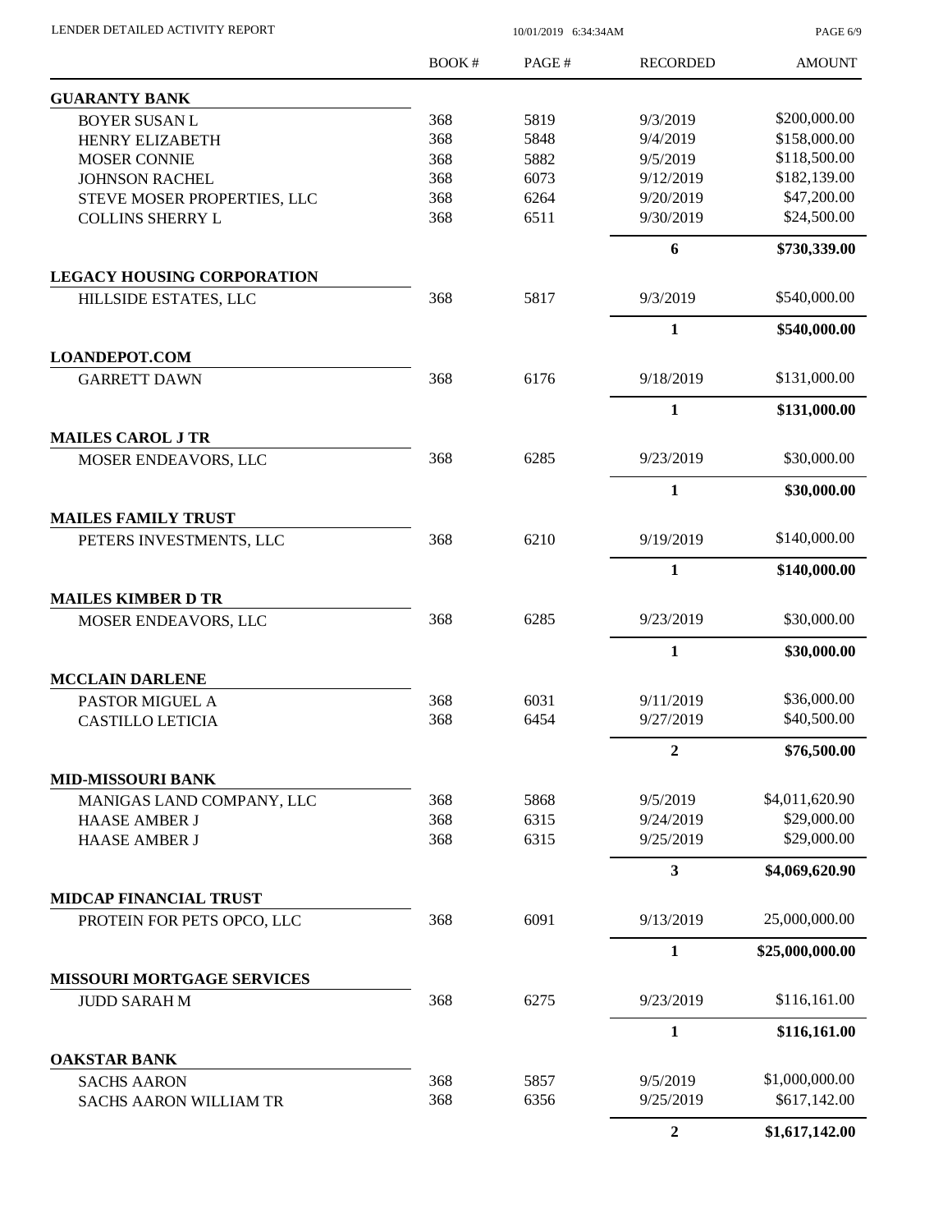LENDER DETAILED ACTIVITY REPORT

| | BOOK # | PAGE # | RECORDED | AMOUNT |
|---|---|---|---|---|
| **GUARANTY BANK** | | | | |
| BOYER SUSAN L | 368 | 5819 | 9/3/2019 | \$200,000.00 |
| HENRY ELIZABETH | 368 | 5848 | 9/4/2019 | \$158,000.00 |
| MOSER CONNIE | 368 | 5882 | 9/5/2019 | \$118,500.00 |
| JOHNSON RACHEL | 368 | 6073 | 9/12/2019 | \$182,139.00 |
| STEVE MOSER PROPERTIES, LLC | 368 | 6264 | 9/20/2019 | \$47,200.00 |
| COLLINS SHERRY L | 368 | 6511 | 9/30/2019 | \$24,500.00 |
| | | | **6** | **\$730,339.00** |
| **LEGACY HOUSING CORPORATION** | | | | |
| HILLSIDE ESTATES, LLC | 368 | 5817 | 9/3/2019 | \$540,000.00 |
| | | | **1** | **\$540,000.00** |
| **LOANDEPOT.COM** | | | | |
| GARRETT DAWN | 368 | 6176 | 9/18/2019 | \$131,000.00 |
| | | | **1** | **\$131,000.00** |
| **MAILES CAROL J TR** | | | | |
| MOSER ENDEAVORS, LLC | 368 | 6285 | 9/23/2019 | \$30,000.00 |
| | | | **1** | **\$30,000.00** |
| **MAILES FAMILY TRUST** | | | | |
| PETERS INVESTMENTS, LLC | 368 | 6210 | 9/19/2019 | \$140,000.00 |
| | | | **1** | **\$140,000.00** |
| **MAILES KIMBER D TR** | | | | |
| MOSER ENDEAVORS, LLC | 368 | 6285 | 9/23/2019 | \$30,000.00 |
| | | | **1** | **\$30,000.00** |
| **MCCLAIN DARLENE** | | | | |
| PASTOR MIGUEL A | 368 | 6031 | 9/11/2019 | \$36,000.00 |
| CASTILLO LETICIA | 368 | 6454 | 9/27/2019 | \$40,500.00 |
| | | | **2** | **\$76,500.00** |
| **MID-MISSOURI BANK** | | | | |
| MANIGAS LAND COMPANY, LLC | 368 | 5868 | 9/5/2019 | \$4,011,620.90 |
| HAASE AMBER J | 368 | 6315 | 9/24/2019 | \$29,000.00 |
| HAASE AMBER J | 368 | 6315 | 9/25/2019 | \$29,000.00 |
| | | | **3** | **\$4,069,620.90** |
| **MIDCAP FINANCIAL TRUST** | | | | |
| PROTEIN FOR PETS OPCO, LLC | 368 | 6091 | 9/13/2019 | 25,000,000.00 |
| | | | **1** | **\$25,000,000.00** |
| **MISSOURI MORTGAGE SERVICES** | | | | |
| JUDD SARAH M | 368 | 6275 | 9/23/2019 | \$116,161.00 |
| | | | **1** | **\$116,161.00** |
| **OAKSTAR BANK** | | | | |
| SACHS AARON | 368 | 5857 | 9/5/2019 | \$1,000,000.00 |
| SACHS AARON WILLIAM TR | 368 | 6356 | 9/25/2019 | \$617,142.00 |
| | | | **2** | **\$1,617,142.00** |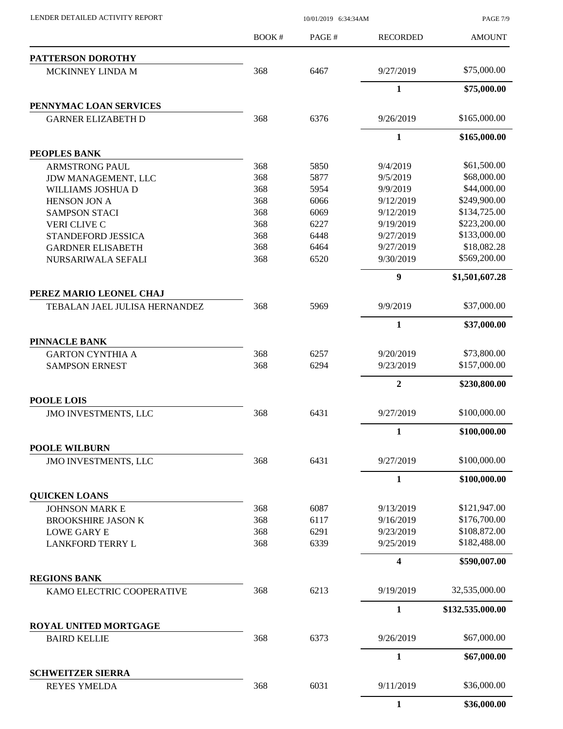# LENDER DETAILED ACTIVITY REPORT

10/01/2019 6:34:34AM

| | BOOK # | PAGE # | RECORDED | AMOUNT |
|---|---|---|---|---|
| **PATTERSON DOROTHY** | | | | |
| MCKINNEY LINDA M | 368 | 6467 | 9/27/2019 | $75,000.00 |
| | | | **1** | **$75,000.00** |
| **PENNYMAC LOAN SERVICES** | | | | |
| GARNER ELIZABETH D | 368 | 6376 | 9/26/2019 | $165,000.00 |
| | | | **1** | **$165,000.00** |
| **PEOPLES BANK** | | | | |
| ARMSTRONG PAUL | 368 | 5850 | 9/4/2019 | $61,500.00 |
| JDW MANAGEMENT, LLC | 368 | 5877 | 9/5/2019 | $68,000.00 |
| WILLIAMS JOSHUA D | 368 | 5954 | 9/9/2019 | $44,000.00 |
| HENSON JON A | 368 | 6066 | 9/12/2019 | $249,900.00 |
| SAMPSON STACI | 368 | 6069 | 9/12/2019 | $134,725.00 |
| VERI CLIVE C | 368 | 6227 | 9/19/2019 | $223,200.00 |
| STANDEFORD JESSICA | 368 | 6448 | 9/27/2019 | $133,000.00 |
| GARDNER ELISABETH | 368 | 6464 | 9/27/2019 | $18,082.28 |
| NURSARIWALA SEFALI | 368 | 6520 | 9/30/2019 | $569,200.00 |
| | | | **9** | **$1,501,607.28** |
| **PEREZ MARIO LEONEL CHAJ** | | | | |
| TEBALAN JAEL JULISA HERNANDEZ | 368 | 5969 | 9/9/2019 | $37,000.00 |
| | | | **1** | **$37,000.00** |
| **PINNACLE BANK** | | | | |
| GARTON CYNTHIA A | 368 | 6257 | 9/20/2019 | $73,800.00 |
| SAMPSON ERNEST | 368 | 6294 | 9/23/2019 | $157,000.00 |
| | | | **2** | **$230,800.00** |
| **POOLE LOIS** | | | | |
| JMO INVESTMENTS, LLC | 368 | 6431 | 9/27/2019 | $100,000.00 |
| | | | **1** | **$100,000.00** |
| **POOLE WILBURN** | | | | |
| JMO INVESTMENTS, LLC | 368 | 6431 | 9/27/2019 | $100,000.00 |
| | | | **1** | **$100,000.00** |
| **QUICKEN LOANS** | | | | |
| JOHNSON MARK E | 368 | 6087 | 9/13/2019 | $121,947.00 |
| BROOKSHIRE JASON K | 368 | 6117 | 9/16/2019 | $176,700.00 |
| LOWE GARY E | 368 | 6291 | 9/23/2019 | $108,872.00 |
| LANKFORD TERRY L | 368 | 6339 | 9/25/2019 | $182,488.00 |
| | | | **4** | **$590,007.00** |
| **REGIONS BANK** | | | | |
| KAMO ELECTRIC COOPERATIVE | 368 | 6213 | 9/19/2019 | 32,535,000.00 |
| | | | **1** | **$132,535,000.00** |
| **ROYAL UNITED MORTGAGE** | | | | |
| BAIRD KELLIE | 368 | 6373 | 9/26/2019 | $67,000.00 |
| | | | **1** | **$67,000.00** |
| **SCHWEITZER SIERRA** | | | | |
| REYES YMELDA | 368 | 6031 | 9/11/2019 | $36,000.00 |
| | | | **1** | **$36,000.00** |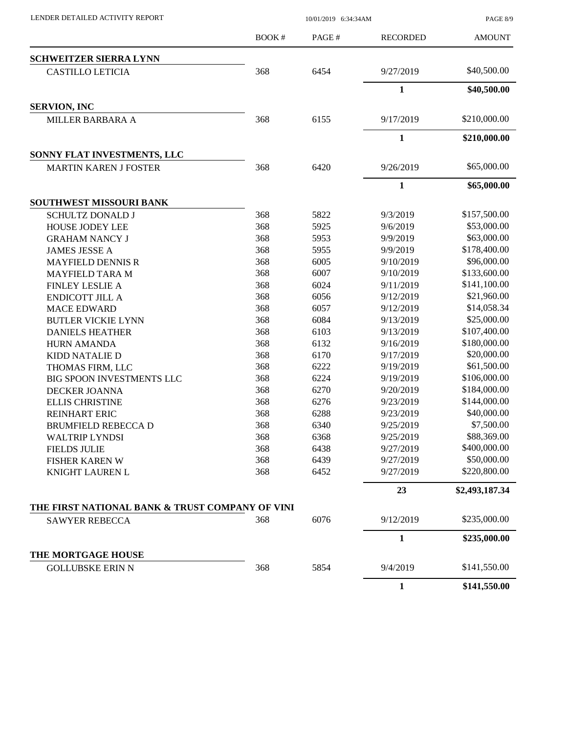| | BOOK # | PAGE # | RECORDED | AMOUNT |
|---|---|---|---|---|
| **SCHWEITZER SIERRA LYNN** | | | | |
| CASTILLO LETICIA | 368 | 6454 | 9/27/2019 | $40,500.00 |
| | | | **1** | **$40,500.00** |
| **SERVION, INC** | | | | |
| MILLER BARBARA A | 368 | 6155 | 9/17/2019 | $210,000.00 |
| | | | **1** | **$210,000.00** |
| **SONNY FLAT INVESTMENTS, LLC** | | | | |
| MARTIN KAREN J FOSTER | 368 | 6420 | 9/26/2019 | $65,000.00 |
| | | | **1** | **$65,000.00** |
| **SOUTHWEST MISSOURI BANK** | | | | |
| SCHULTZ DONALD J | 368 | 5822 | 9/3/2019 | $157,500.00 |
| HOUSE JODEY LEE | 368 | 5925 | 9/6/2019 | $53,000.00 |
| GRAHAM NANCY J | 368 | 5953 | 9/9/2019 | $63,000.00 |
| JAMES JESSE A | 368 | 5955 | 9/9/2019 | $178,400.00 |
| MAYFIELD DENNIS R | 368 | 6005 | 9/10/2019 | $96,000.00 |
| MAYFIELD TARA M | 368 | 6007 | 9/10/2019 | $133,600.00 |
| FINLEY LESLIE A | 368 | 6024 | 9/11/2019 | $141,100.00 |
| ENDICOTT JILL A | 368 | 6056 | 9/12/2019 | $21,960.00 |
| MACE EDWARD | 368 | 6057 | 9/12/2019 | $14,058.34 |
| BUTLER VICKIE LYNN | 368 | 6084 | 9/13/2019 | $25,000.00 |
| DANIELS HEATHER | 368 | 6103 | 9/13/2019 | $107,400.00 |
| HURN AMANDA | 368 | 6132 | 9/16/2019 | $180,000.00 |
| KIDD NATALIE D | 368 | 6170 | 9/17/2019 | $20,000.00 |
| THOMAS FIRM, LLC | 368 | 6222 | 9/19/2019 | $61,500.00 |
| BIG SPOON INVESTMENTS LLC | 368 | 6224 | 9/19/2019 | $106,000.00 |
| DECKER JOANNA | 368 | 6270 | 9/20/2019 | $184,000.00 |
| ELLIS CHRISTINE | 368 | 6276 | 9/23/2019 | $144,000.00 |
| REINHART ERIC | 368 | 6288 | 9/23/2019 | $40,000.00 |
| BRUMFIELD REBECCA D | 368 | 6340 | 9/25/2019 | $7,500.00 |
| WALTRIP LYNDSI | 368 | 6368 | 9/25/2019 | $88,369.00 |
| FIELDS JULIE | 368 | 6438 | 9/27/2019 | $400,000.00 |
| FISHER KAREN W | 368 | 6439 | 9/27/2019 | $50,000.00 |
| KNIGHT LAUREN L | 368 | 6452 | 9/27/2019 | $220,800.00 |
| | | | **23** | **$2,493,187.34** |
| **THE FIRST NATIONAL BANK & TRUST COMPANY OF VINI** | | | | |
| SAWYER REBECCA | 368 | 6076 | 9/12/2019 | $235,000.00 |
| | | | **1** | **$235,000.00** |
| **THE MORTGAGE HOUSE** | | | | |
| GOLLUBSKE ERIN N | 368 | 5854 | 9/4/2019 | $141,550.00 |
| | | | **1** | **$141,550.00** |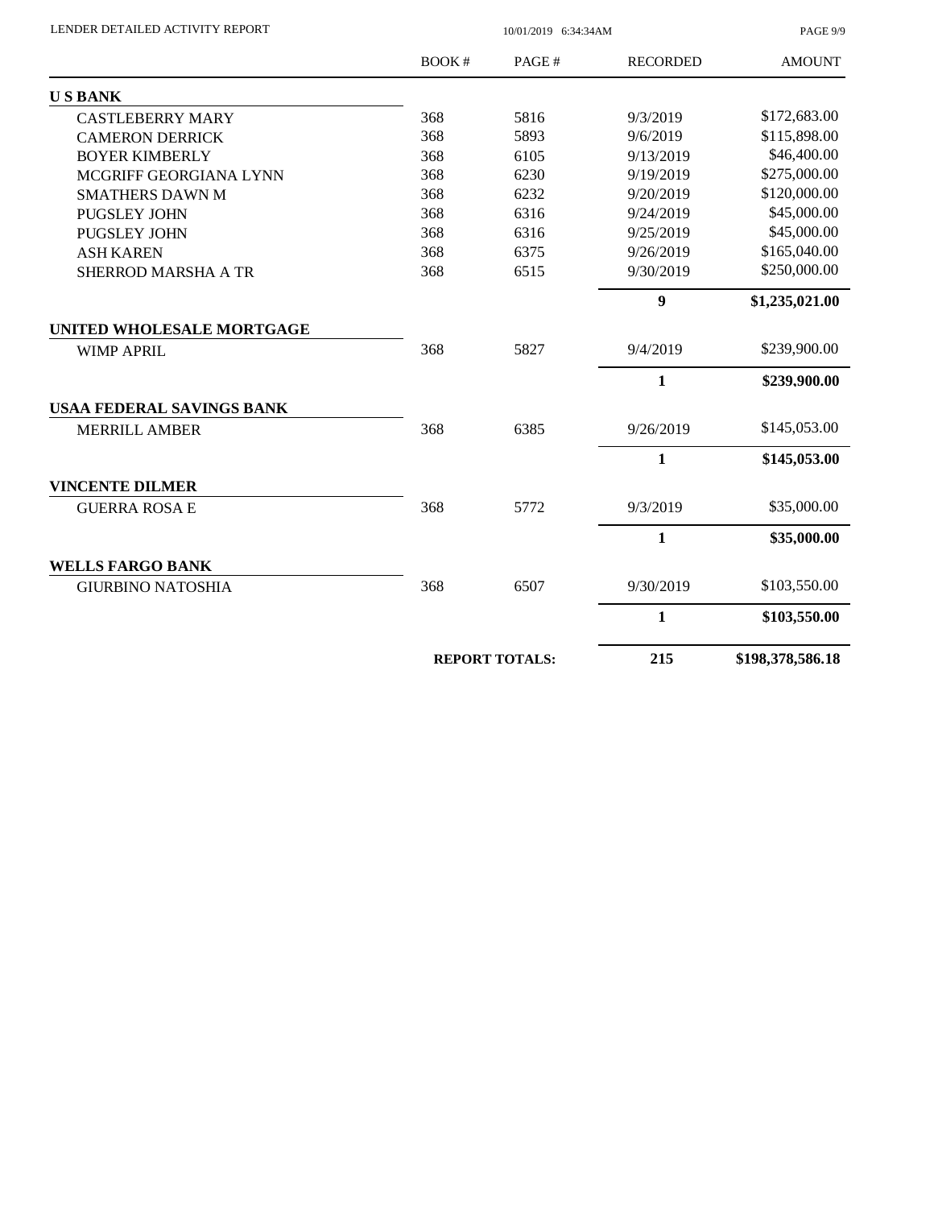| | BOOK # | PAGE # | RECORDED | AMOUNT |
|---|---|---|---|---|
| **U S BANK** | | | | |
| CASTLEBERRY MARY | 368 | 5816 | 9/3/2019 | \$172,683.00 |
| CAMERON DERRICK | 368 | 5893 | 9/6/2019 | \$115,898.00 |
| BOYER KIMBERLY | 368 | 6105 | 9/13/2019 | \$46,400.00 |
| MCGRIFF GEORGIANA LYNN | 368 | 6230 | 9/19/2019 | \$275,000.00 |
| SMATHERS DAWN M | 368 | 6232 | 9/20/2019 | \$120,000.00 |
| PUGSLEY JOHN | 368 | 6316 | 9/24/2019 | \$45,000.00 |
| PUGSLEY JOHN | 368 | 6316 | 9/25/2019 | \$45,000.00 |
| ASH KAREN | 368 | 6375 | 9/26/2019 | \$165,040.00 |
| SHERROD MARSHA A TR | 368 | 6515 | 9/30/2019 | \$250,000.00 |
| | | | **9** | **\$1,235,021.00** |
| **UNITED WHOLESALE MORTGAGE** | | | | |
| WIMP APRIL | 368 | 5827 | 9/4/2019 | \$239,900.00 |
| | | | **1** | **\$239,900.00** |
| **USAA FEDERAL SAVINGS BANK** | | | | |
| MERRILL AMBER | 368 | 6385 | 9/26/2019 | \$145,053.00 |
| | | | **1** | **\$145,053.00** |
| **VINCENTE DILMER** | | | | |
| GUERRA ROSA E | 368 | 5772 | 9/3/2019 | \$35,000.00 |
| | | | **1** | **\$35,000.00** |
| **WELLS FARGO BANK** | | | | |
| GIURBINO NATOSHIA | 368 | 6507 | 9/30/2019 | \$103,550.00 |
| | | | **1** | **\$103,550.00** |
| | **REPORT TOTALS:** | | **215** | **\$198,378,586.18** |